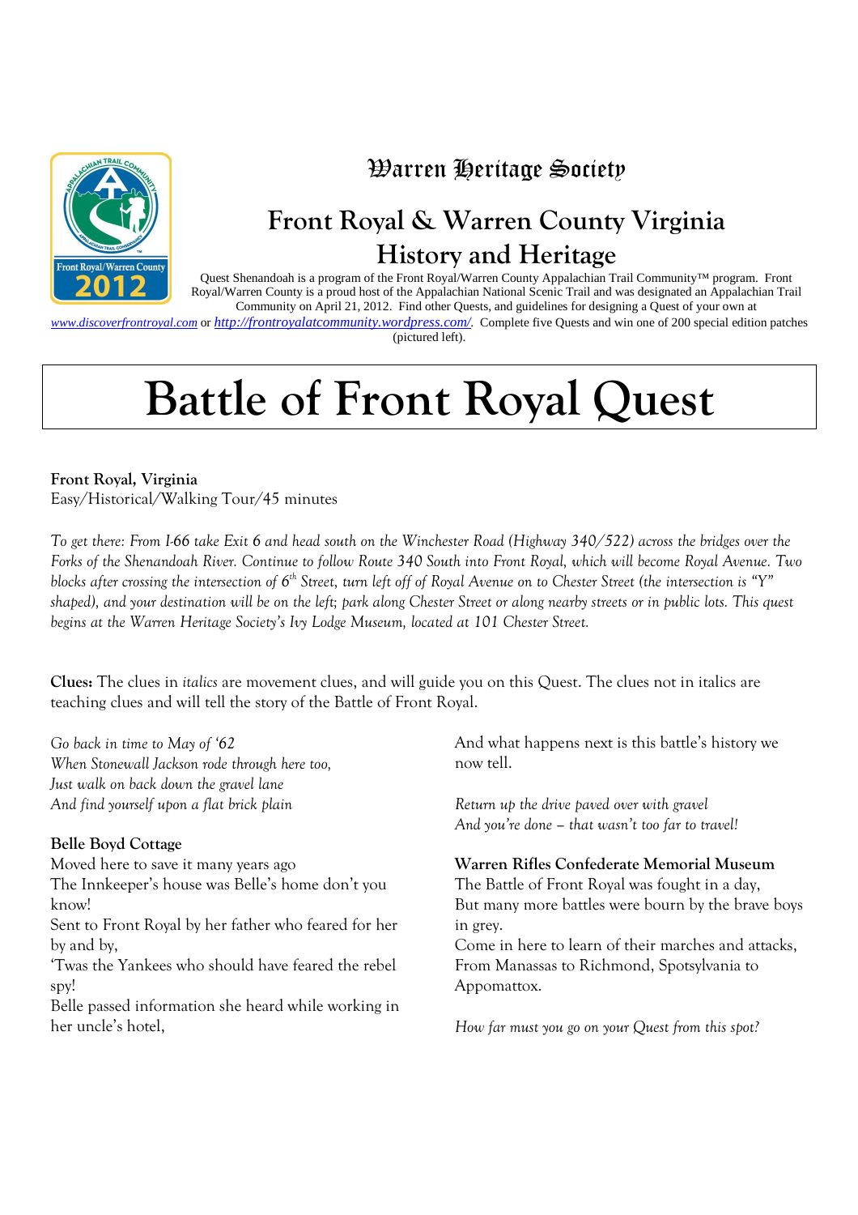# Warren Heritage Society

## Front Royal & Warren County Virginia History and Heritage

Quest Shenandoah is a program of the Front Royal/Warren County Appalachian Trail Community™ program. Front Royal/Warren County is a proud host of the Appalachian National Scenic Trail and was designated an Appalachian Trail Community on April 21, 2012. Find other Quests, and guidelines for designing a Quest of your own at *www.discoverfrontroyal.com* or *http://frontroyalatcommunity.wordpress.com/*. Complete five Quests and win one of 200 special edition patches (pictured left).

# Battle of Front Royal Quest

**Front Royal, Virginia**
Easy/Historical/Walking Tour/45 minutes

*To get there: From I-66 take Exit 6 and head south on the Winchester Road (Highway 340/522) across the bridges over the Forks of the Shenandoah River. Continue to follow Route 340 South into Front Royal, which will become Royal Avenue. Two blocks after crossing the intersection of 6th Street, turn left off of Royal Avenue on to Chester Street (the intersection is "Y" shaped), and your destination will be on the left; park along Chester Street or along nearby streets or in public lots. This quest begins at the Warren Heritage Society's Ivy Lodge Museum, located at 101 Chester Street.*

**Clues:** The clues in *italics* are movement clues, and will guide you on this Quest. The clues not in italics are teaching clues and will tell the story of the Battle of Front Royal.

*Go back in time to May of '62*
*When Stonewall Jackson rode through here too,*
*Just walk on back down the gravel lane*
*And find yourself upon a flat brick plain*

**Belle Boyd Cottage**
Moved here to save it many years ago
The Innkeeper's house was Belle's home don't you know!
Sent to Front Royal by her father who feared for her by and by,
'Twas the Yankees who should have feared the rebel spy!
Belle passed information she heard while working in her uncle's hotel,
And what happens next is this battle's history we now tell.

*Return up the drive paved over with gravel*
*And you're done – that wasn't too far to travel!*

**Warren Rifles Confederate Memorial Museum**
The Battle of Front Royal was fought in a day,
But many more battles were bourn by the brave boys in grey.
Come in here to learn of their marches and attacks,
From Manassas to Richmond, Spotsylvania to Appomattox.

*How far must you go on your Quest from this spot?*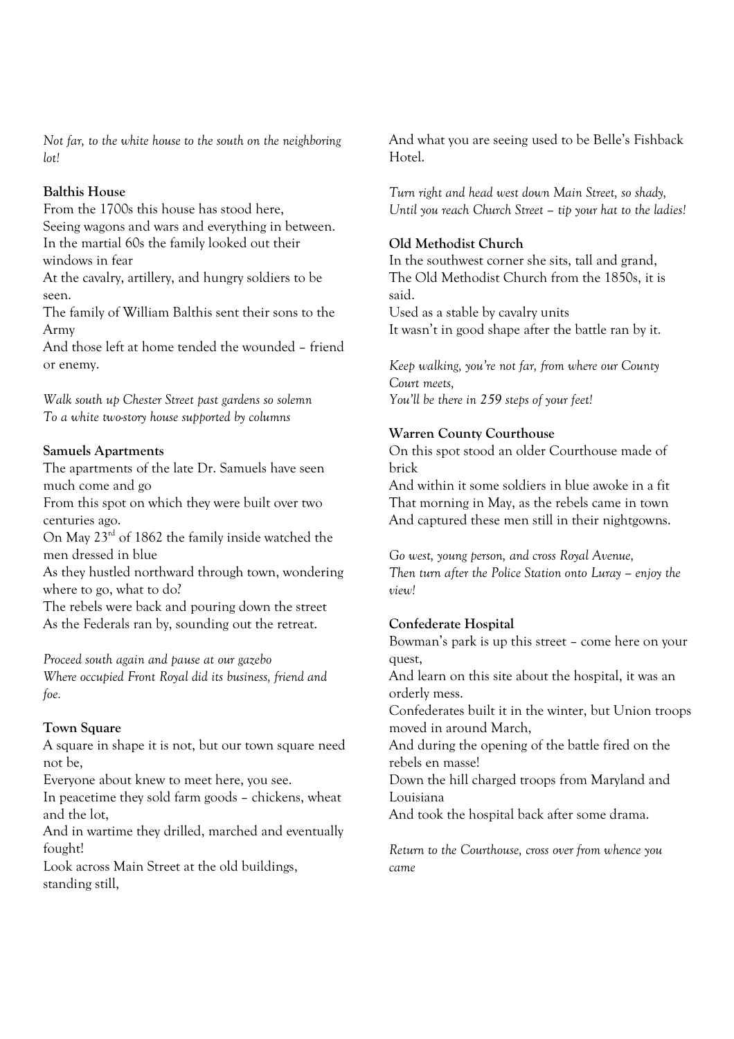*Not far, to the white house to the south on the neighboring lot!*

**Balthis House**

From the 1700s this house has stood here,
Seeing wagons and wars and everything in between.
In the martial 60s the family looked out their windows in fear
At the cavalry, artillery, and hungry soldiers to be seen.
The family of William Balthis sent their sons to the Army
And those left at home tended the wounded – friend or enemy.

*Walk south up Chester Street past gardens so solemn*
*To a white two-story house supported by columns*

**Samuels Apartments**

The apartments of the late Dr. Samuels have seen much come and go
From this spot on which they were built over two centuries ago.
On May 23rd of 1862 the family inside watched the men dressed in blue
As they hustled northward through town, wondering where to go, what to do?
The rebels were back and pouring down the street
As the Federals ran by, sounding out the retreat.

*Proceed south again and pause at our gazebo*
*Where occupied Front Royal did its business, friend and foe.*

**Town Square**

A square in shape it is not, but our town square need not be,
Everyone about knew to meet here, you see.
In peacetime they sold farm goods – chickens, wheat and the lot,
And in wartime they drilled, marched and eventually fought!
Look across Main Street at the old buildings, standing still,
And what you are seeing used to be Belle's Fishback Hotel.

*Turn right and head west down Main Street, so shady,*
*Until you reach Church Street – tip your hat to the ladies!*

**Old Methodist Church**

In the southwest corner she sits, tall and grand,
The Old Methodist Church from the 1850s, it is said.
Used as a stable by cavalry units
It wasn't in good shape after the battle ran by it.

*Keep walking, you're not far, from where our County Court meets,*
*You'll be there in 259 steps of your feet!*

**Warren County Courthouse**

On this spot stood an older Courthouse made of brick
And within it some soldiers in blue awoke in a fit
That morning in May, as the rebels came in town
And captured these men still in their nightgowns.

*Go west, young person, and cross Royal Avenue,*
*Then turn after the Police Station onto Luray – enjoy the view!*

**Confederate Hospital**

Bowman's park is up this street – come here on your quest,
And learn on this site about the hospital, it was an orderly mess.
Confederates built it in the winter, but Union troops moved in around March,
And during the opening of the battle fired on the rebels en masse!
Down the hill charged troops from Maryland and Louisiana
And took the hospital back after some drama.

*Return to the Courthouse, cross over from whence you came*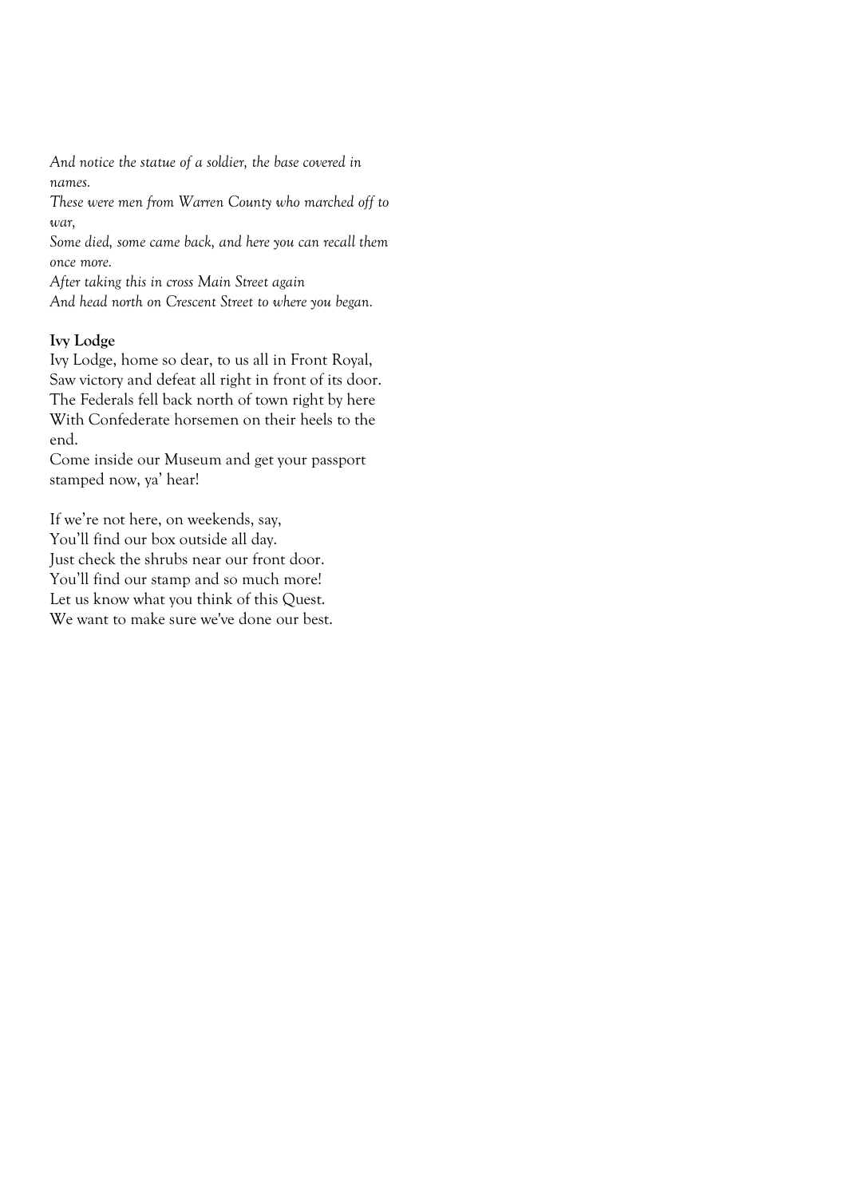*And notice the statue of a soldier, the base covered in names.*
*These were men from Warren County who marched off to war,*
*Some died, some came back, and here you can recall them once more.*
*After taking this in cross Main Street again*
*And head north on Crescent Street to where you began.*

**Ivy Lodge**

Ivy Lodge, home so dear, to us all in Front Royal,
Saw victory and defeat all right in front of its door.
The Federals fell back north of town right by here
With Confederate horsemen on their heels to the end.
Come inside our Museum and get your passport stamped now, ya' hear!

If we're not here, on weekends, say,
You'll find our box outside all day.
Just check the shrubs near our front door.
You'll find our stamp and so much more!
Let us know what you think of this Quest.
We want to make sure we've done our best.